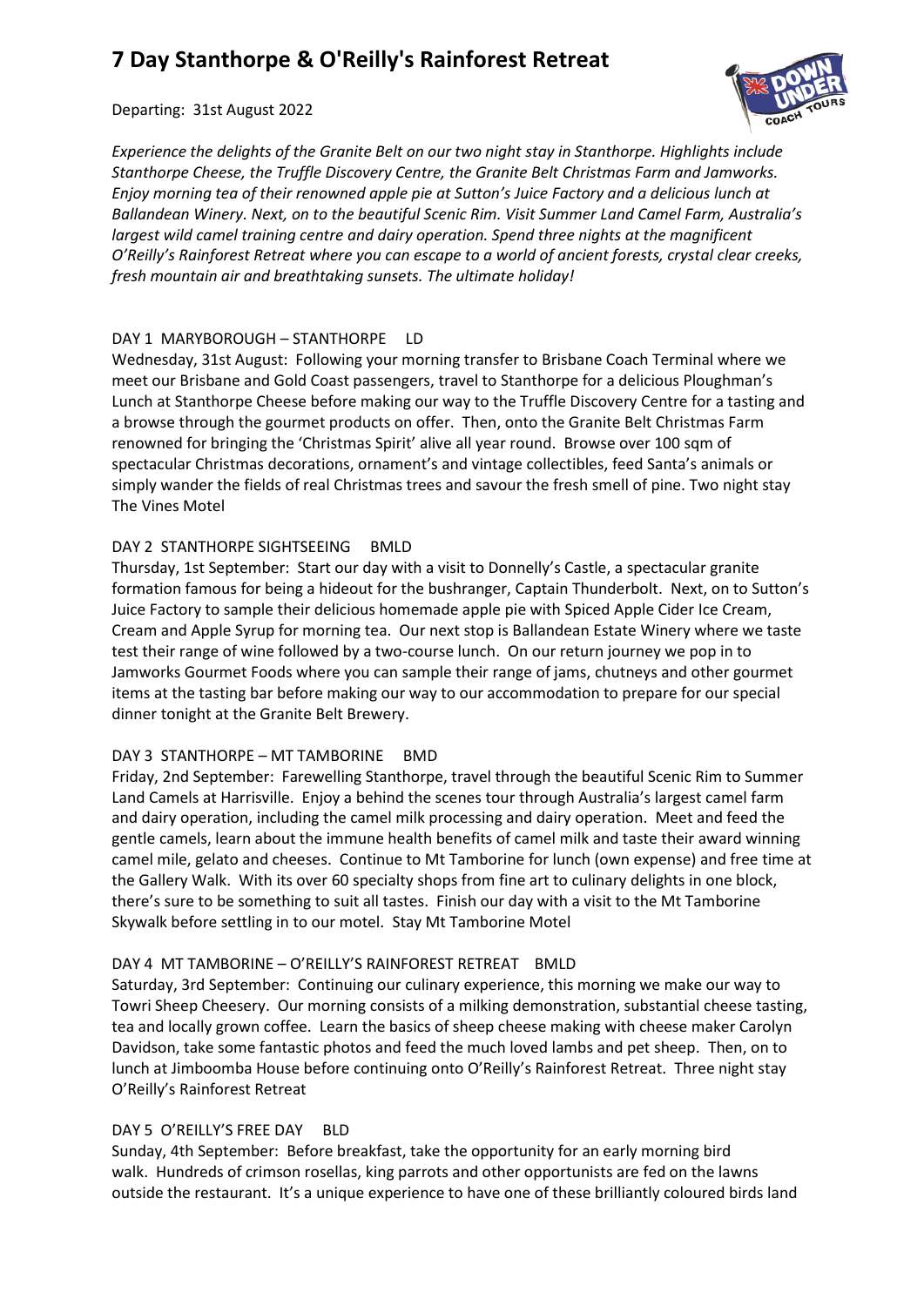# 7 Day Stanthorpe & O'Reilly's Rainforest Retreat

Departing: 31st August 2022

*Experience the delights of the Granite Belt on our two night stay in Stanthorpe. Highlights include Stanthorpe Cheese, the Truffle Discovery Centre, the Granite Belt Christmas Farm and Jamworks. Enjoy morning tea of their renowned apple pie at Sutton's Juice Factory and a delicious lunch at Ballandean Winery. Next, on to the beautiful Scenic Rim. Visit Summer Land Camel Farm, Australia's largest wild camel training centre and dairy operation. Spend three nights at the magnificent O'Reilly's Rainforest Retreat where you can escape to a world of ancient forests, crystal clear creeks, fresh mountain air and breathtaking sunsets. The ultimate holiday!*

DAY 1 MARYBOROUGH – STANTHORPE LD

Wednesday, 31st August: Following your morning transfer to Brisbane Coach Terminal where we meet our Brisbane and Gold Coast passengers, travel to Stanthorpe for a delicious Ploughman's Lunch at Stanthorpe Cheese before making our way to the Truffle Discovery Centre for a tasting and a browse through the gourmet products on offer. Then, onto the Granite Belt Christmas Farm renowned for bringing the 'Christmas Spirit' alive all year round. Browse over 100 sqm of spectacular Christmas decorations, ornament's and vintage collectibles, feed Santa's animals or simply wander the fields of real Christmas trees and savour the fresh smell of pine. Two night stay The Vines Motel

DAY 2 STANTHORPE SIGHTSEEING BMLD

Thursday, 1st September: Start our day with a visit to Donnelly's Castle, a spectacular granite formation famous for being a hideout for the bushranger, Captain Thunderbolt. Next, on to Sutton's Juice Factory to sample their delicious homemade apple pie with Spiced Apple Cider Ice Cream, Cream and Apple Syrup for morning tea. Our next stop is Ballandean Estate Winery where we taste test their range of wine followed by a two-course lunch. On our return journey we pop in to Jamworks Gourmet Foods where you can sample their range of jams, chutneys and other gourmet items at the tasting bar before making our way to our accommodation to prepare for our special dinner tonight at the Granite Belt Brewery.

DAY 3 STANTHORPE – MT TAMBORINE BMD

Friday, 2nd September: Farewelling Stanthorpe, travel through the beautiful Scenic Rim to Summer Land Camels at Harrisville. Enjoy a behind the scenes tour through Australia's largest camel farm and dairy operation, including the camel milk processing and dairy operation. Meet and feed the gentle camels, learn about the immune health benefits of camel milk and taste their award winning camel mile, gelato and cheeses. Continue to Mt Tamborine for lunch (own expense) and free time at the Gallery Walk. With its over 60 specialty shops from fine art to culinary delights in one block, there's sure to be something to suit all tastes. Finish our day with a visit to the Mt Tamborine Skywalk before settling in to our motel. Stay Mt Tamborine Motel

DAY 4 MT TAMBORINE – O'REILLY'S RAINFOREST RETREAT BMLD

Saturday, 3rd September: Continuing our culinary experience, this morning we make our way to Towri Sheep Cheesery. Our morning consists of a milking demonstration, substantial cheese tasting, tea and locally grown coffee. Learn the basics of sheep cheese making with cheese maker Carolyn Davidson, take some fantastic photos and feed the much loved lambs and pet sheep. Then, on to lunch at Jimboomba House before continuing onto O'Reilly's Rainforest Retreat. Three night stay O'Reilly's Rainforest Retreat

DAY 5 O'REILLY'S FREE DAY BLD

Sunday, 4th September: Before breakfast, take the opportunity for an early morning bird walk. Hundreds of crimson rosellas, king parrots and other opportunists are fed on the lawns outside the restaurant. It's a unique experience to have one of these brilliantly coloured birds land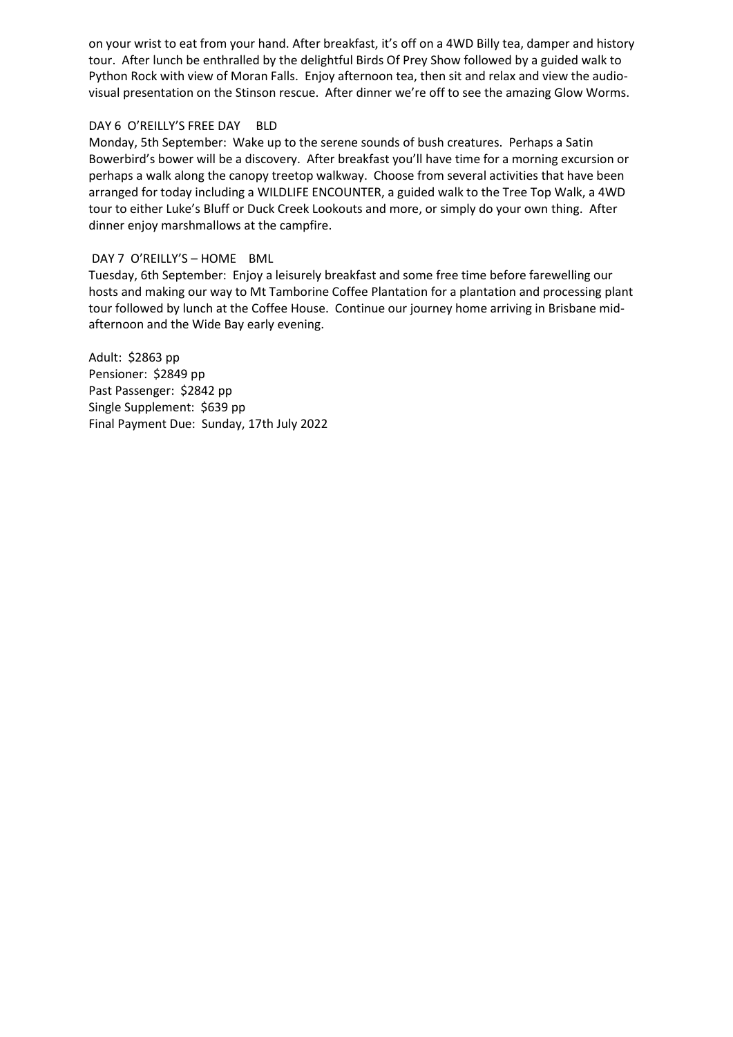on your wrist to eat from your hand. After breakfast, it's off on a 4WD Billy tea, damper and history tour. After lunch be enthralled by the delightful Birds Of Prey Show followed by a guided walk to Python Rock with view of Moran Falls. Enjoy afternoon tea, then sit and relax and view the audio-visual presentation on the Stinson rescue. After dinner we're off to see the amazing Glow Worms.

DAY 6 O'REILLY'S FREE DAY BLD

Monday, 5th September: Wake up to the serene sounds of bush creatures. Perhaps a Satin Bowerbird's bower will be a discovery. After breakfast you'll have time for a morning excursion or perhaps a walk along the canopy treetop walkway. Choose from several activities that have been arranged for today including a WILDLIFE ENCOUNTER, a guided walk to the Tree Top Walk, a 4WD tour to either Luke's Bluff or Duck Creek Lookouts and more, or simply do your own thing. After dinner enjoy marshmallows at the campfire.

DAY 7 O'REILLY'S – HOME BML

Tuesday, 6th September: Enjoy a leisurely breakfast and some free time before farewelling our hosts and making our way to Mt Tamborine Coffee Plantation for a plantation and processing plant tour followed by lunch at the Coffee House. Continue our journey home arriving in Brisbane mid-afternoon and the Wide Bay early evening.

Adult: $2863 pp
Pensioner: $2849 pp
Past Passenger: $2842 pp
Single Supplement: $639 pp
Final Payment Due: Sunday, 17th July 2022